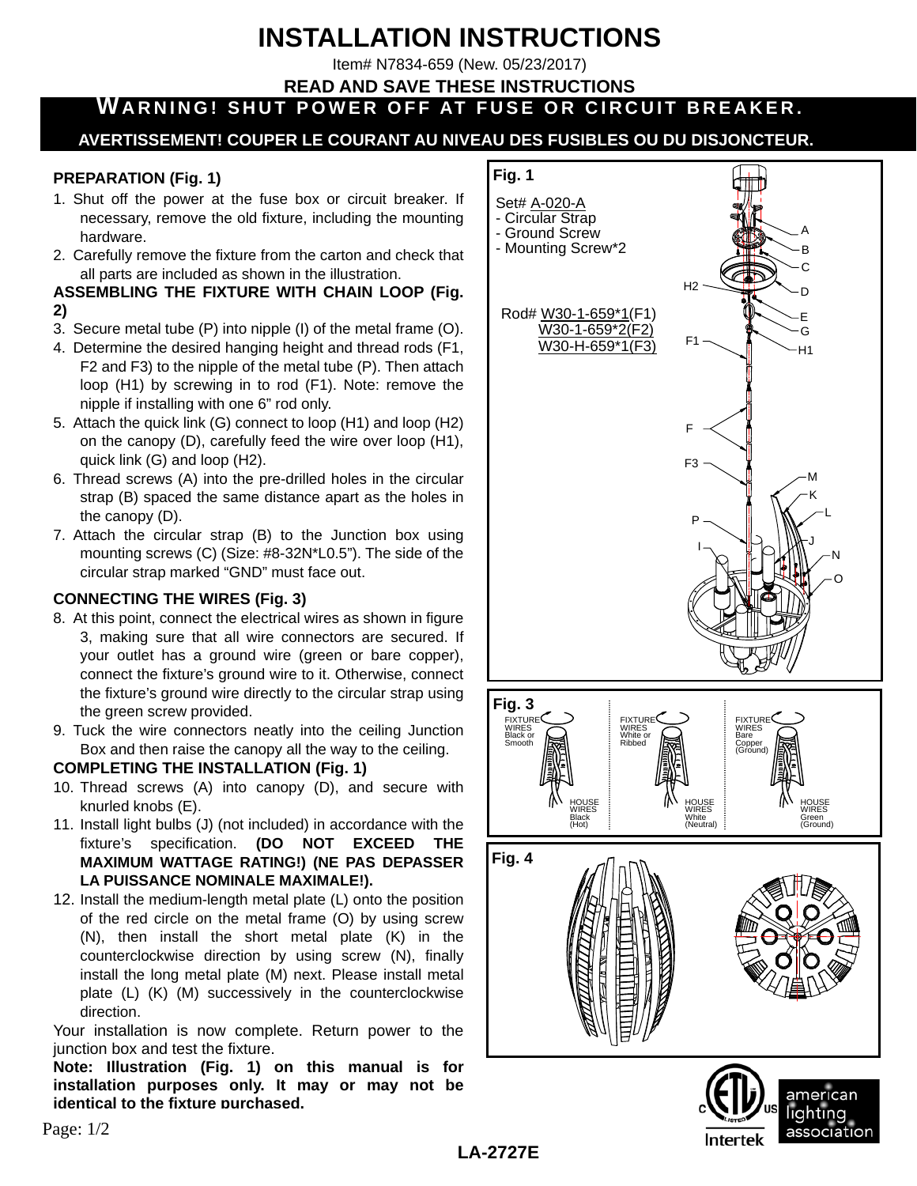# INSTALLATION INSTRUCTIONS

Item# N7834-659 (New. 05/23/2017)

**READ AND SAVE THESE INSTRUCTIONS**

**WARNING! SHUT POWER OFF AT FUSE OR CIRCUIT BREAKER.**

**AVERTISSEMENT! COUPER LE COURANT AU NIVEAU DES FUSIBLES OU DU DISJONCTEUR.**

### PREPARATION (Fig. 1)

1. Shut off the power at the fuse box or circuit breaker. If necessary, remove the old fixture, including the mounting hardware.
2. Carefully remove the fixture from the carton and check that all parts are included as shown in the illustration.

### ASSEMBLING THE FIXTURE WITH CHAIN LOOP (Fig. 2)

3. Secure metal tube (P) into nipple (I) of the metal frame (O).
4. Determine the desired hanging height and thread rods (F1, F2 and F3) to the nipple of the metal tube (P). Then attach loop (H1) by screwing in to rod (F1). Note: remove the nipple if installing with one 6" rod only.
5. Attach the quick link (G) connect to loop (H1) and loop (H2) on the canopy (D), carefully feed the wire over loop (H1), quick link (G) and loop (H2).
6. Thread screws (A) into the pre-drilled holes in the circular strap (B) spaced the same distance apart as the holes in the canopy (D).
7. Attach the circular strap (B) to the Junction box using mounting screws (C) (Size: #8-32N*L0.5"). The side of the circular strap marked "GND" must face out.

### CONNECTING THE WIRES (Fig. 3)

8. At this point, connect the electrical wires as shown in figure 3, making sure that all wire connectors are secured. If your outlet has a ground wire (green or bare copper), connect the fixture's ground wire to it. Otherwise, connect the fixture's ground wire directly to the circular strap using the green screw provided.
9. Tuck the wire connectors neatly into the ceiling Junction Box and then raise the canopy all the way to the ceiling.

### COMPLETING THE INSTALLATION (Fig. 1)

10. Thread screws (A) into canopy (D), and secure with knurled knobs (E).
11. Install light bulbs (J) (not included) in accordance with the fixture's specification. **(DO NOT EXCEED THE MAXIMUM WATTAGE RATING!) (NE PAS DEPASSER LA PUISSANCE NOMINALE MAXIMALE!).**
12. Install the medium-length metal plate (L) onto the position of the red circle on the metal frame (O) by using screw (N), then install the short metal plate (K) in the counterclockwise direction by using screw (N), finally install the long metal plate (M) next. Please install metal plate (L) (K) (M) successively in the counterclockwise direction.

Your installation is now complete. Return power to the junction box and test the fixture.

**Note: Illustration (Fig. 1) on this manual is for installation purposes only. It may or may not be identical to the fixture purchased.**

**Fig. 1**

Set# A-020-A
- Circular Strap
- Ground Screw
- Mounting Screw*2

Rod# W30-1-659*1(F1)
W30-1-659*2(F2)
W30-H-659*1(F3)

A, B, C, D, E, G, H1, H2, F1, F, F3, M, K, L, P, J, I, N, O

**Fig. 3**

| FIXTURE WIRES | HOUSE WIRES |
|---|---|
| Black or Smooth | Black (Hot) |
| White or Ribbed | White (Neutral) |
| Bare Copper (Ground) | Green (Ground) |

**Fig. 4**

LA-2727E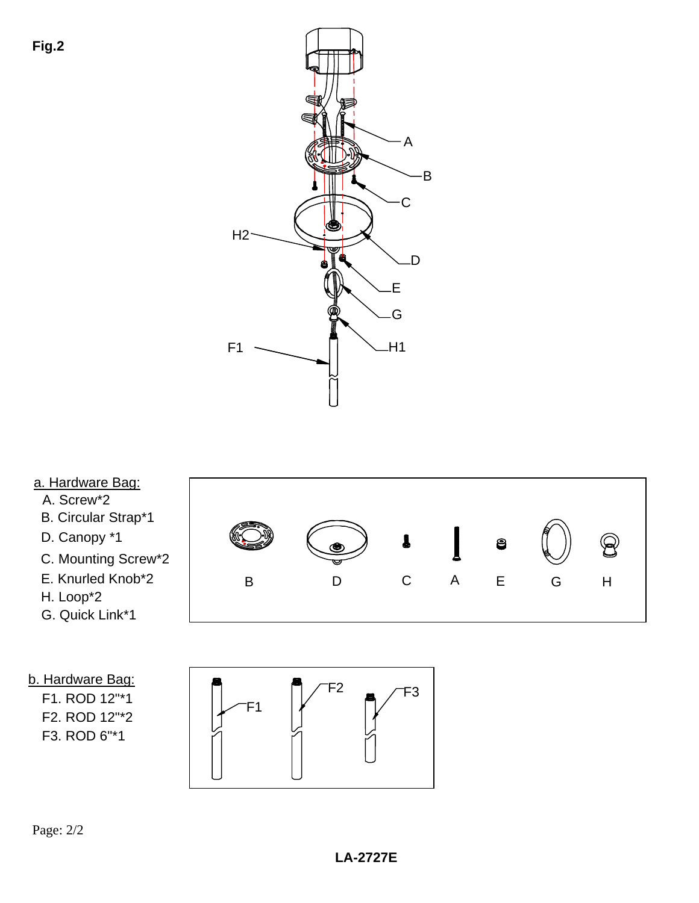**Fig.2**

A
B
C
H2
D
E
G
F1
H1

a. Hardware Bag:

- A. Screw*2
- B. Circular Strap*1
- D. Canopy *1
- C. Mounting Screw*2
- E. Knurled Knob*2
- H. Loop*2
- G. Quick Link*1

B D C A E G H

b. Hardware Bag:

- F1. ROD 12"*1
- F2. ROD 12"*2
- F3. ROD 6"*1

F1 F2 F3

**LA-2727E**